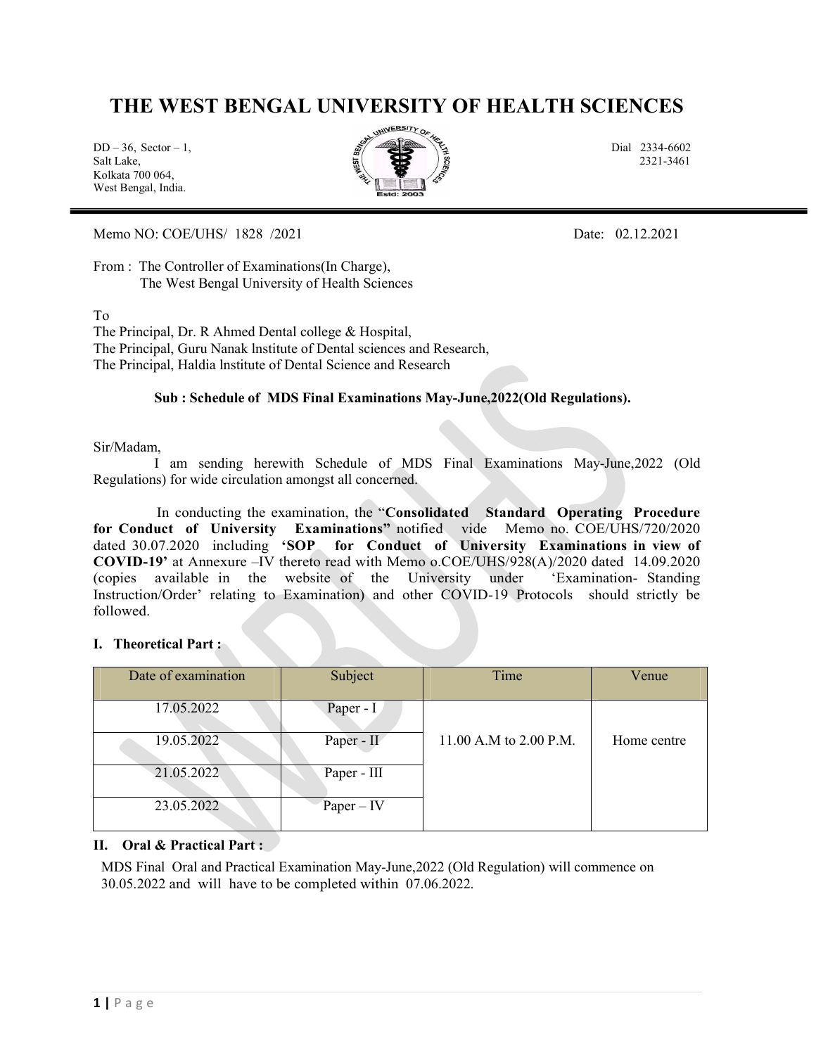# THE WEST BENGAL UNIVERSITY OF HEALTH SCIENCES

DD – 36, Sector – 1,
Salt Lake,
Kolkata 700 064,
West Bengal, India.

Dial 2334-6602
2321-3461

Memo NO: COE/UHS/ 1828 /2021

Date: 02.12.2021

From : The Controller of Examinations(In Charge),
The West Bengal University of Health Sciences

To
The Principal, Dr. R Ahmed Dental college & Hospital,
The Principal, Guru Nanak lnstitute of Dental sciences and Research,
The Principal, Haldia lnstitute of Dental Science and Research

**Sub : Schedule of MDS Final Examinations May-June,2022(Old Regulations).**

Sir/Madam,

I am sending herewith Schedule of MDS Final Examinations May-June,2022 (Old Regulations) for wide circulation amongst all concerned.

In conducting the examination, the "**Consolidated Standard Operating Procedure for Conduct of University Examinations"** notified vide Memo no. COE/UHS/720/2020 dated 30.07.2020 including **'SOP for Conduct of University Examinations in view of COVID-19'** at Annexure –IV thereto read with Memo o.COE/UHS/928(A)/2020 dated 14.09.2020 (copies available in the website of the University under 'Examination- Standing Instruction/Order' relating to Examination) and other COVID-19 Protocols should strictly be followed.

**I. Theoretical Part :**

| Date of examination | Subject | Time | Venue |
| --- | --- | --- | --- |
| 17.05.2022 | Paper - I | 11.00 A.M to 2.00 P.M. | Home centre |
| 19.05.2022 | Paper - II | | |
| 21.05.2022 | Paper - III | | |
| 23.05.2022 | Paper – IV | | |

**II. Oral & Practical Part :**

MDS Final Oral and Practical Examination May-June,2022 (Old Regulation) will commence on 30.05.2022 and will have to be completed within 07.06.2022.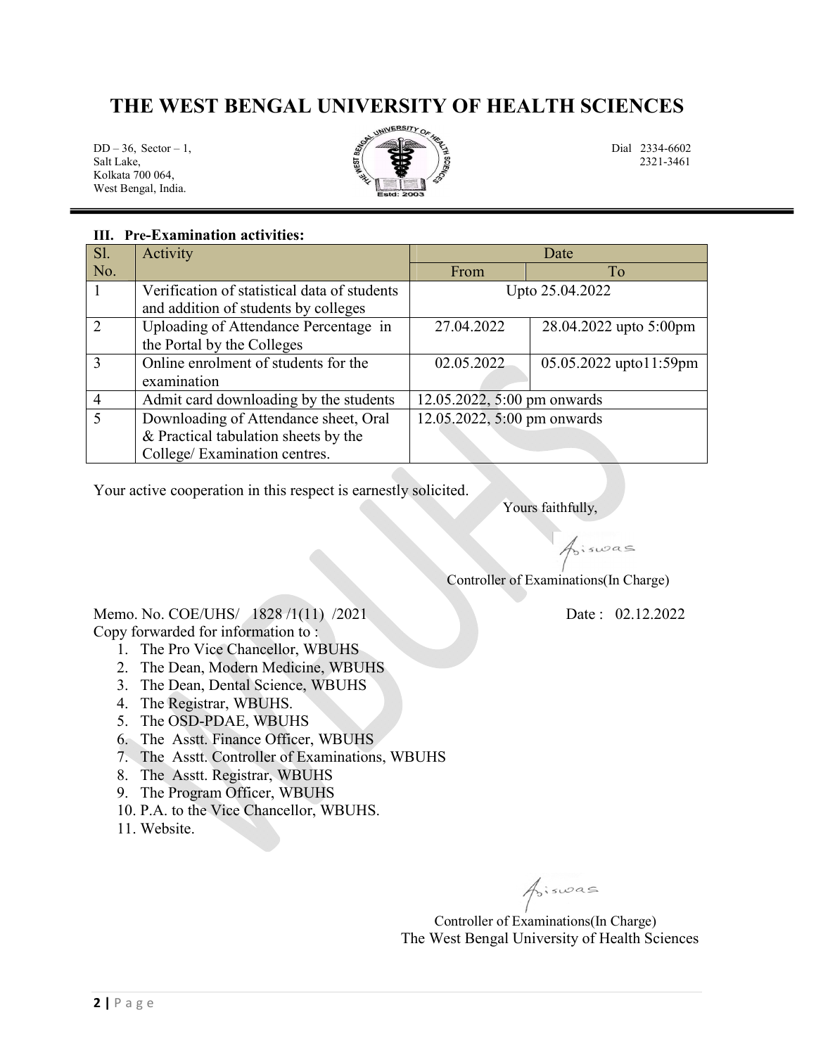# THE WEST BENGAL UNIVERSITY OF HEALTH SCIENCES

DD – 36, Sector – 1,
Salt Lake,
Kolkata 700 064,
West Bengal, India.

Dial 2334-6602
2321-3461

### III. Pre-Examination activities:

| Sl. No. | Activity | Date | |
|---|---|---|---|
| | | From | To |
| 1 | Verification of statistical data of students and addition of students by colleges | Upto 25.04.2022 | |
| 2 | Uploading of Attendance Percentage in the Portal by the Colleges | 27.04.2022 | 28.04.2022 upto 5:00pm |
| 3 | Online enrolment of students for the examination | 02.05.2022 | 05.05.2022 upto11:59pm |
| 4 | Admit card downloading by the students | 12.05.2022, 5:00 pm onwards | |
| 5 | Downloading of Attendance sheet, Oral & Practical tabulation sheets by the College/ Examination centres. | 12.05.2022, 5:00 pm onwards | |

Your active cooperation in this respect is earnestly solicited.

Yours faithfully,

Controller of Examinations(In Charge)

Memo. No. COE/UHS/ 1828 /1(11) /2021 Date : 02.12.2022

Copy forwarded for information to :

1. The Pro Vice Chancellor, WBUHS
2. The Dean, Modern Medicine, WBUHS
3. The Dean, Dental Science, WBUHS
4. The Registrar, WBUHS.
5. The OSD-PDAE, WBUHS
6. The Asstt. Finance Officer, WBUHS
7. The Asstt. Controller of Examinations, WBUHS
8. The Asstt. Registrar, WBUHS
9. The Program Officer, WBUHS
10. P.A. to the Vice Chancellor, WBUHS.
11. Website.

Controller of Examinations(In Charge)
The West Bengal University of Health Sciences